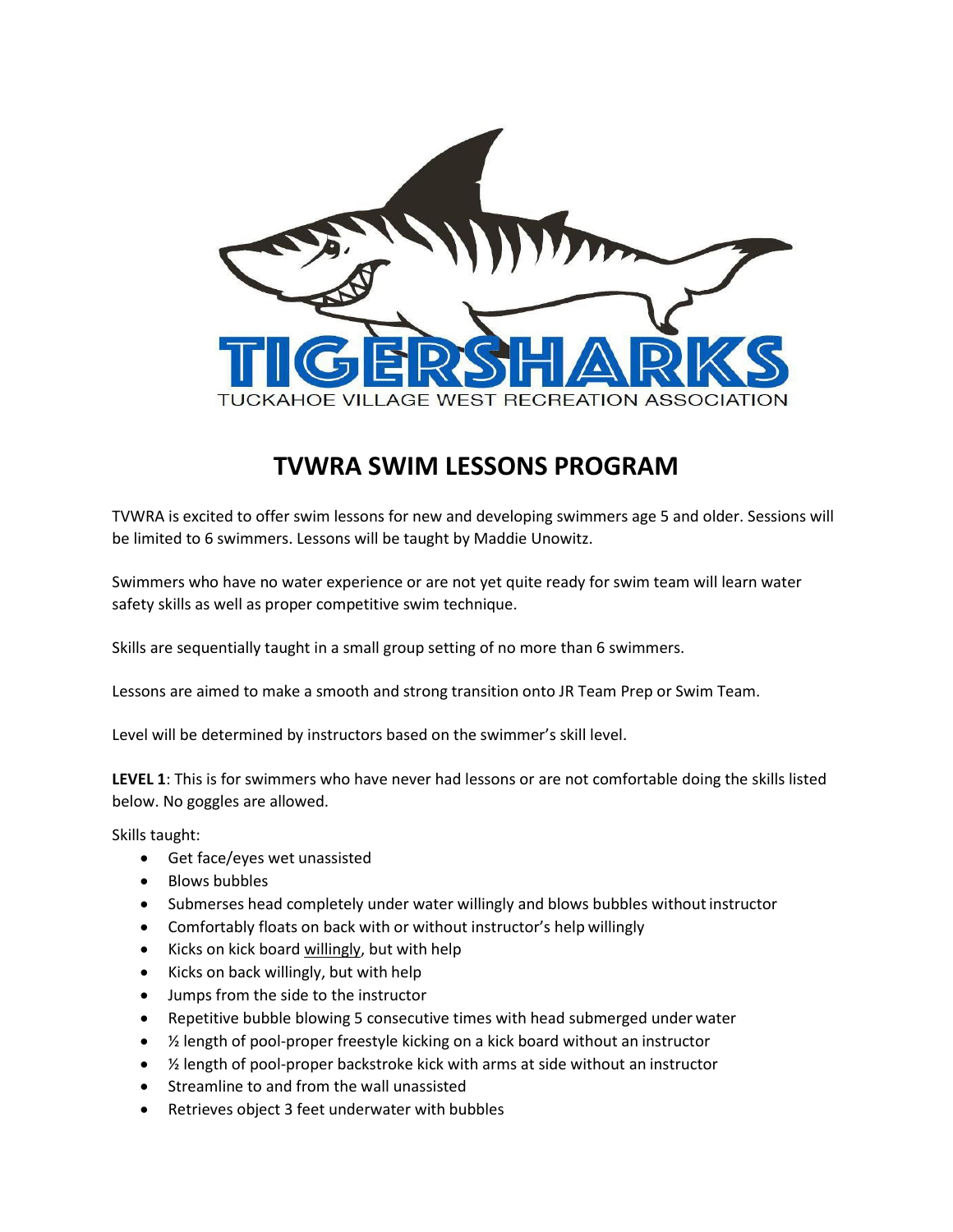TIGERSHARKS

TUCKAHOE VILLAGE WEST RECREATION ASSOCIATION

# TVWRA SWIM LESSONS PROGRAM

TVWRA is excited to offer swim lessons for new and developing swimmers age 5 and older. Sessions will be limited to 6 swimmers. Lessons will be taught by Maddie Unowitz.

Swimmers who have no water experience or are not yet quite ready for swim team will learn water safety skills as well as proper competitive swim technique.

Skills are sequentially taught in a small group setting of no more than 6 swimmers.

Lessons are aimed to make a smooth and strong transition onto JR Team Prep or Swim Team.

Level will be determined by instructors based on the swimmer's skill level.

**LEVEL 1**: This is for swimmers who have never had lessons or are not comfortable doing the skills listed below. No goggles are allowed.

Skills taught:

- Get face/eyes wet unassisted
- Blows bubbles
- Submerses head completely under water willingly and blows bubbles without instructor
- Comfortably floats on back with or without instructor's help willingly
- Kicks on kick board willingly, but with help
- Kicks on back willingly, but with help
- Jumps from the side to the instructor
- Repetitive bubble blowing 5 consecutive times with head submerged under water
- ½ length of pool-proper freestyle kicking on a kick board without an instructor
- ½ length of pool-proper backstroke kick with arms at side without an instructor
- Streamline to and from the wall unassisted
- Retrieves object 3 feet underwater with bubbles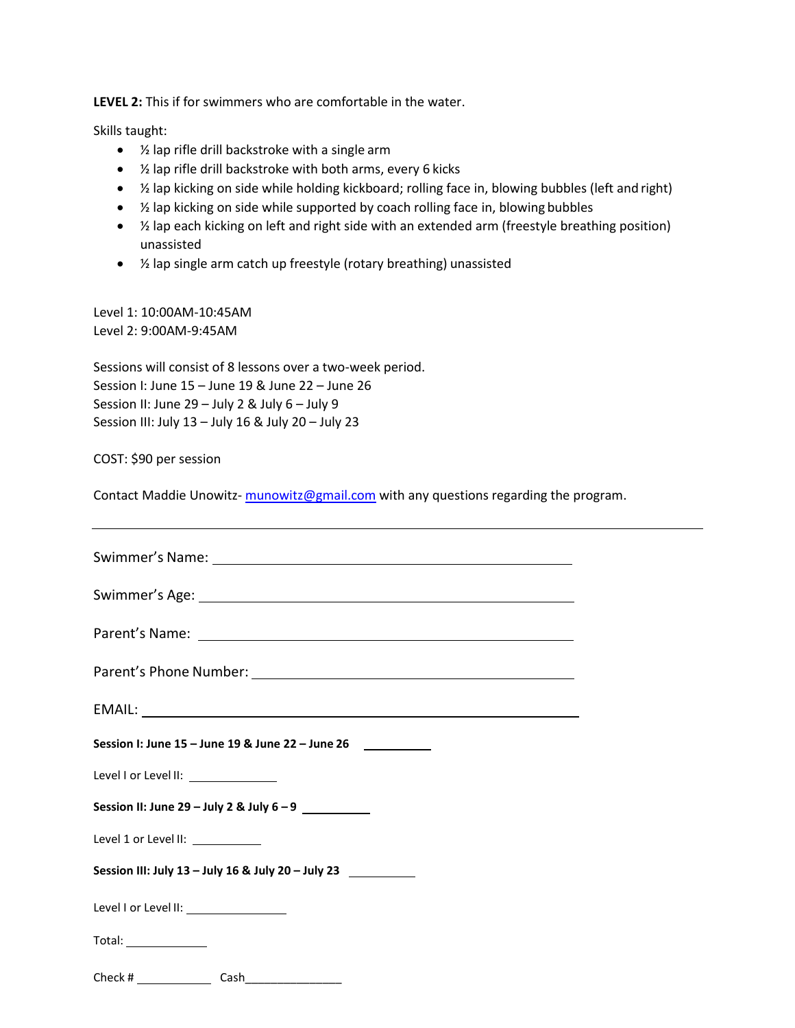**LEVEL 2:** This if for swimmers who are comfortable in the water.

Skills taught:

- ½ lap rifle drill backstroke with a single arm
- ½ lap rifle drill backstroke with both arms, every 6 kicks
- ½ lap kicking on side while holding kickboard; rolling face in, blowing bubbles (left and right)
- ½ lap kicking on side while supported by coach rolling face in, blowing bubbles
- ½ lap each kicking on left and right side with an extended arm (freestyle breathing position) unassisted
- ½ lap single arm catch up freestyle (rotary breathing) unassisted

Level 1: 10:00AM-10:45AM
Level 2: 9:00AM-9:45AM

Sessions will consist of 8 lessons over a two-week period.
Session I: June 15 – June 19 & June 22 – June 26
Session II: June 29 – July 2 & July 6 – July 9
Session III: July 13 – July 16 & July 20 – July 23

COST: $90 per session

Contact Maddie Unowitz- munowitz@gmail.com with any questions regarding the program.

---

Swimmer's Name: ______________________________

Swimmer's Age: ______________________________

Parent's Name: ______________________________

Parent's Phone Number: ______________________________

EMAIL: ______________________________

**Session I: June 15 – June 19 & June 22 – June 26** __________

Level I or Level II: __________

**Session II: June 29 – July 2 & July 6 – 9** __________

Level 1 or Level II: __________

**Session III: July 13 – July 16 & July 20 – July 23** __________

Level I or Level II: __________

Total: __________

Check # __________ Cash__________